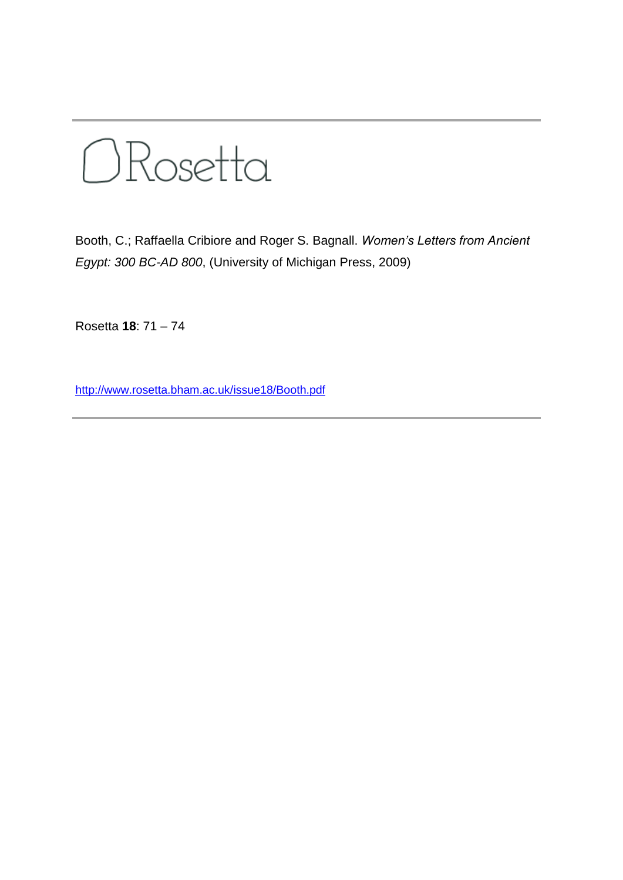# Rosetta

Booth, C.; Raffaella Cribiore and Roger S. Bagnall. *Women's Letters from Ancient Egypt: 300 BC-AD 800*, (University of Michigan Press, 2009)

Rosetta **18**: 71 – 74

http://www.rosetta.bham.ac.uk/issue18/Booth.pdf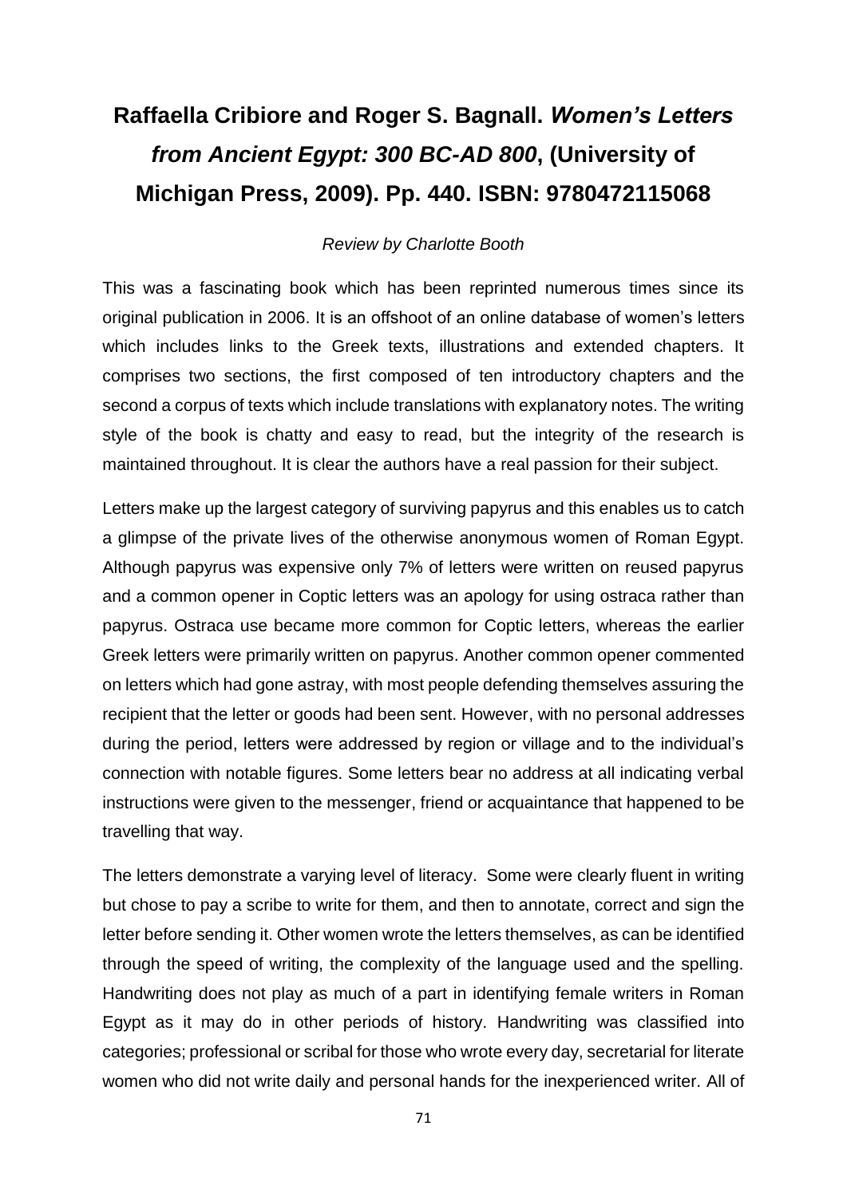# Raffaella Cribiore and Roger S. Bagnall. *Women's Letters from Ancient Egypt: 300 BC-AD 800*, (University of Michigan Press, 2009). Pp. 440. ISBN: 9780472115068

*Review by Charlotte Booth*

This was a fascinating book which has been reprinted numerous times since its original publication in 2006. It is an offshoot of an online database of women's letters which includes links to the Greek texts, illustrations and extended chapters. It comprises two sections, the first composed of ten introductory chapters and the second a corpus of texts which include translations with explanatory notes. The writing style of the book is chatty and easy to read, but the integrity of the research is maintained throughout. It is clear the authors have a real passion for their subject.

Letters make up the largest category of surviving papyrus and this enables us to catch a glimpse of the private lives of the otherwise anonymous women of Roman Egypt. Although papyrus was expensive only 7% of letters were written on reused papyrus and a common opener in Coptic letters was an apology for using ostraca rather than papyrus. Ostraca use became more common for Coptic letters, whereas the earlier Greek letters were primarily written on papyrus. Another common opener commented on letters which had gone astray, with most people defending themselves assuring the recipient that the letter or goods had been sent. However, with no personal addresses during the period, letters were addressed by region or village and to the individual's connection with notable figures. Some letters bear no address at all indicating verbal instructions were given to the messenger, friend or acquaintance that happened to be travelling that way.

The letters demonstrate a varying level of literacy. Some were clearly fluent in writing but chose to pay a scribe to write for them, and then to annotate, correct and sign the letter before sending it. Other women wrote the letters themselves, as can be identified through the speed of writing, the complexity of the language used and the spelling. Handwriting does not play as much of a part in identifying female writers in Roman Egypt as it may do in other periods of history. Handwriting was classified into categories; professional or scribal for those who wrote every day, secretarial for literate women who did not write daily and personal hands for the inexperienced writer. All of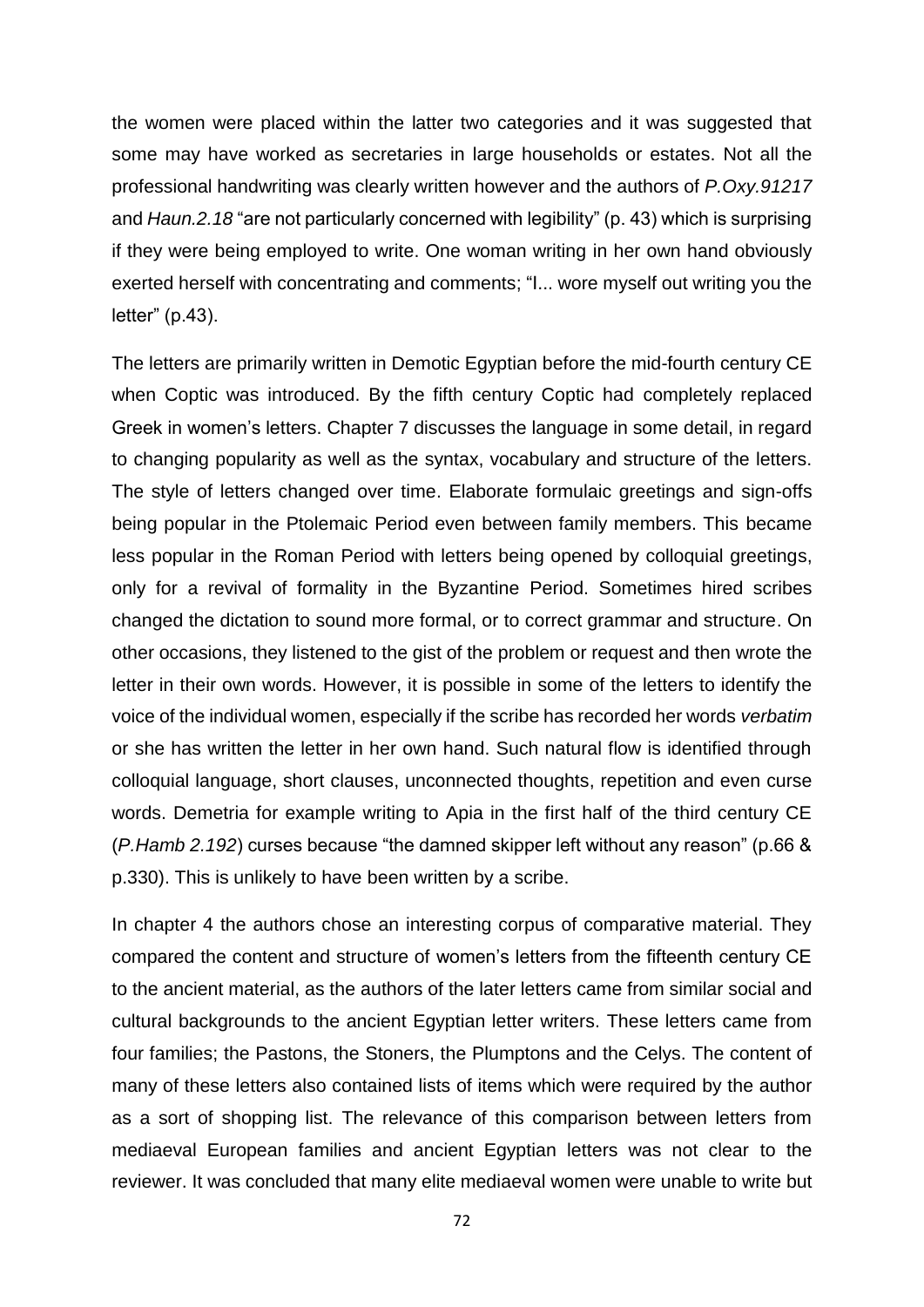the women were placed within the latter two categories and it was suggested that some may have worked as secretaries in large households or estates. Not all the professional handwriting was clearly written however and the authors of *P.Oxy.91217* and *Haun.2.18* "are not particularly concerned with legibility" (p. 43) which is surprising if they were being employed to write. One woman writing in her own hand obviously exerted herself with concentrating and comments; "I... wore myself out writing you the letter" (p.43).

The letters are primarily written in Demotic Egyptian before the mid-fourth century CE when Coptic was introduced. By the fifth century Coptic had completely replaced Greek in women's letters. Chapter 7 discusses the language in some detail, in regard to changing popularity as well as the syntax, vocabulary and structure of the letters. The style of letters changed over time. Elaborate formulaic greetings and sign-offs being popular in the Ptolemaic Period even between family members. This became less popular in the Roman Period with letters being opened by colloquial greetings, only for a revival of formality in the Byzantine Period. Sometimes hired scribes changed the dictation to sound more formal, or to correct grammar and structure. On other occasions, they listened to the gist of the problem or request and then wrote the letter in their own words. However, it is possible in some of the letters to identify the voice of the individual women, especially if the scribe has recorded her words *verbatim* or she has written the letter in her own hand. Such natural flow is identified through colloquial language, short clauses, unconnected thoughts, repetition and even curse words. Demetria for example writing to Apia in the first half of the third century CE (*P.Hamb 2.192*) curses because "the damned skipper left without any reason" (p.66 & p.330). This is unlikely to have been written by a scribe.

In chapter 4 the authors chose an interesting corpus of comparative material. They compared the content and structure of women's letters from the fifteenth century CE to the ancient material, as the authors of the later letters came from similar social and cultural backgrounds to the ancient Egyptian letter writers. These letters came from four families; the Pastons, the Stoners, the Plumptons and the Celys. The content of many of these letters also contained lists of items which were required by the author as a sort of shopping list. The relevance of this comparison between letters from mediaeval European families and ancient Egyptian letters was not clear to the reviewer. It was concluded that many elite mediaeval women were unable to write but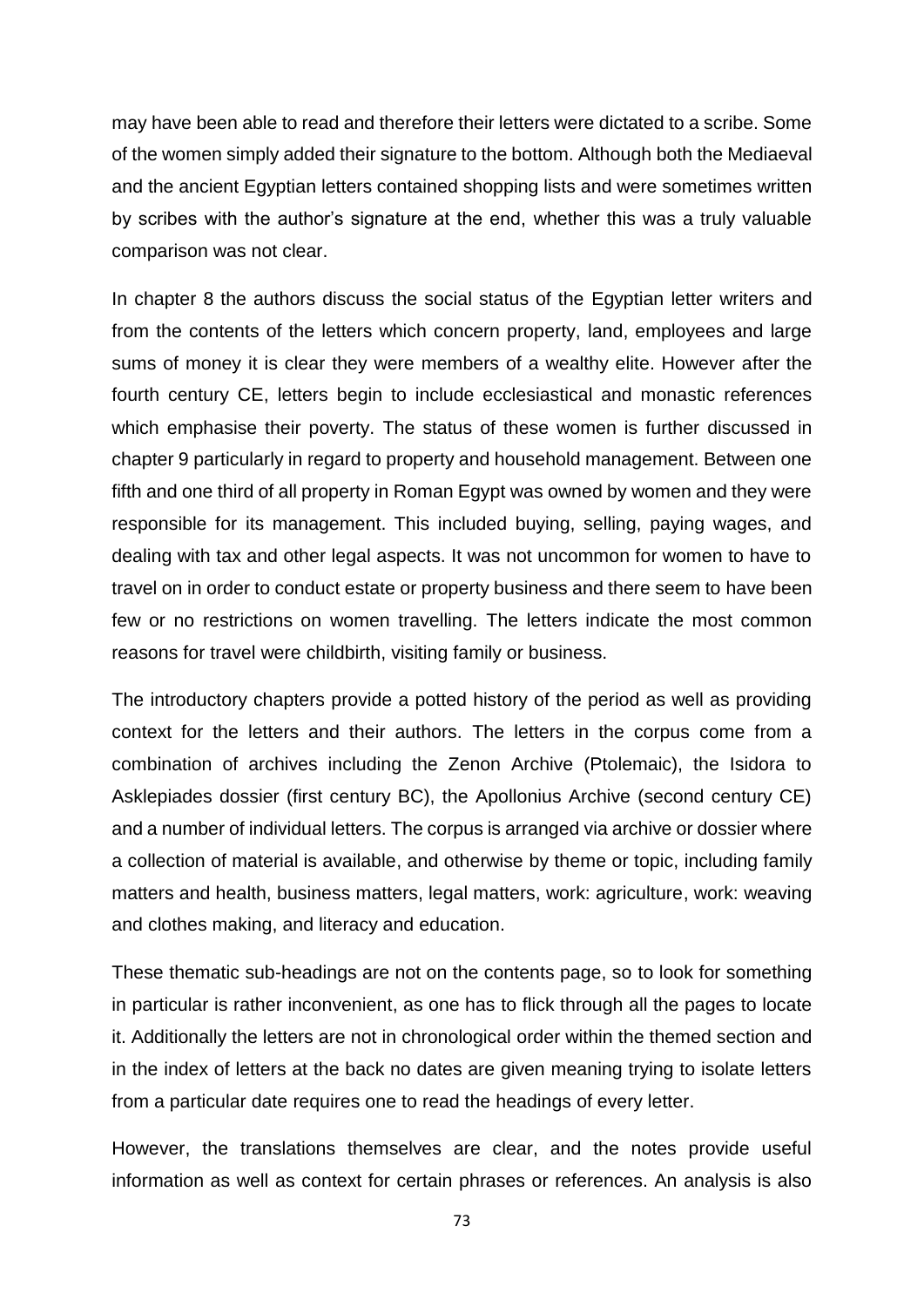may have been able to read and therefore their letters were dictated to a scribe. Some of the women simply added their signature to the bottom. Although both the Mediaeval and the ancient Egyptian letters contained shopping lists and were sometimes written by scribes with the author's signature at the end, whether this was a truly valuable comparison was not clear.

In chapter 8 the authors discuss the social status of the Egyptian letter writers and from the contents of the letters which concern property, land, employees and large sums of money it is clear they were members of a wealthy elite. However after the fourth century CE, letters begin to include ecclesiastical and monastic references which emphasise their poverty. The status of these women is further discussed in chapter 9 particularly in regard to property and household management. Between one fifth and one third of all property in Roman Egypt was owned by women and they were responsible for its management. This included buying, selling, paying wages, and dealing with tax and other legal aspects. It was not uncommon for women to have to travel on in order to conduct estate or property business and there seem to have been few or no restrictions on women travelling. The letters indicate the most common reasons for travel were childbirth, visiting family or business.

The introductory chapters provide a potted history of the period as well as providing context for the letters and their authors. The letters in the corpus come from a combination of archives including the Zenon Archive (Ptolemaic), the Isidora to Asklepiades dossier (first century BC), the Apollonius Archive (second century CE) and a number of individual letters. The corpus is arranged via archive or dossier where a collection of material is available, and otherwise by theme or topic, including family matters and health, business matters, legal matters, work: agriculture, work: weaving and clothes making, and literacy and education.

These thematic sub-headings are not on the contents page, so to look for something in particular is rather inconvenient, as one has to flick through all the pages to locate it. Additionally the letters are not in chronological order within the themed section and in the index of letters at the back no dates are given meaning trying to isolate letters from a particular date requires one to read the headings of every letter.

However, the translations themselves are clear, and the notes provide useful information as well as context for certain phrases or references. An analysis is also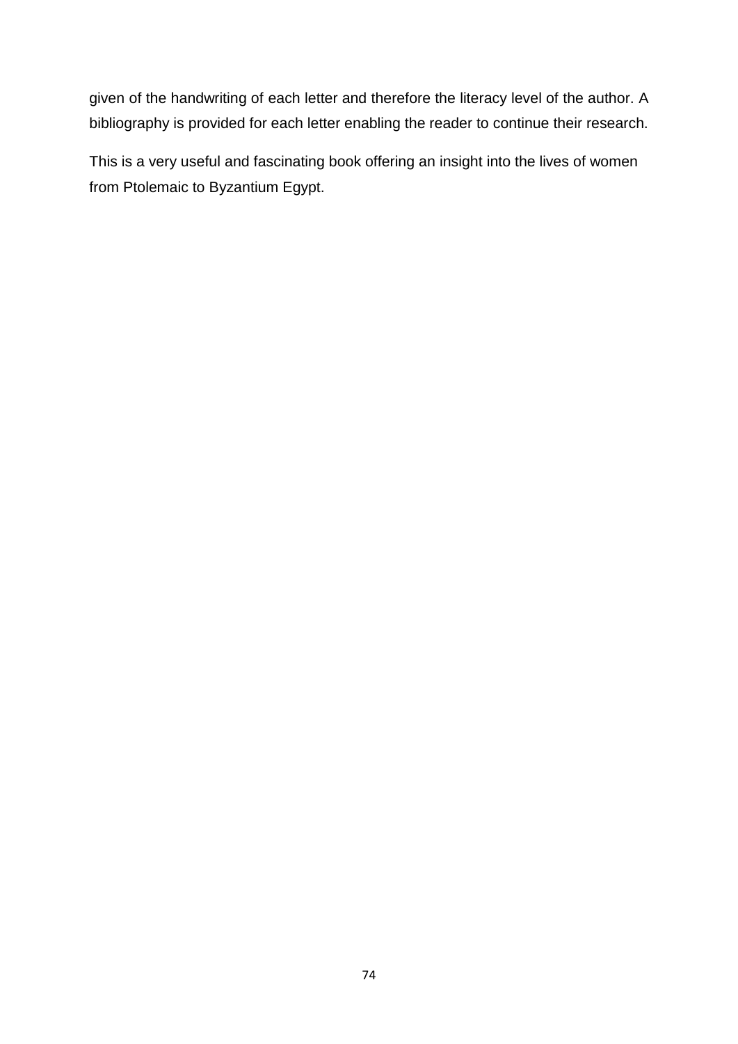given of the handwriting of each letter and therefore the literacy level of the author. A bibliography is provided for each letter enabling the reader to continue their research.

This is a very useful and fascinating book offering an insight into the lives of women from Ptolemaic to Byzantium Egypt.